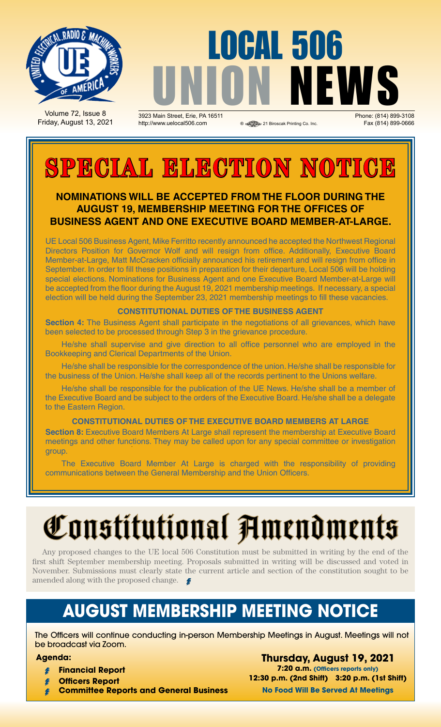# LOCAL 506 UNION NEWS

Volume 72, Issue 8
Friday, August 13, 2021

3923 Main Street, Erie, PA 16511
http://www.uelocal506.com

Phone: (814) 899-3108
Fax (814) 899-0666

# SPECIAL ELECTION NOTICE

**NOMINATIONS WILL BE ACCEPTED FROM THE FLOOR DURING THE AUGUST 19, MEMBERSHIP MEETING FOR THE OFFICES OF BUSINESS AGENT AND ONE EXECUTIVE BOARD MEMBER-AT-LARGE.**

UE Local 506 Business Agent, Mike Ferritto recently announced he accepted the Northwest Regional Directors Position for Governor Wolf and will resign from office. Additionally, Executive Board Member-at-Large, Matt McCracken officially announced his retirement and will resign from office in September. In order to fill these positions in preparation for their departure, Local 506 will be holding special elections. Nominations for Business Agent and one Executive Board Member-at-Large will be accepted from the floor during the August 19, 2021 membership meetings. If necessary, a special election will be held during the September 23, 2021 membership meetings to fill these vacancies.

### CONSTITUTIONAL DUTIES OF THE BUSINESS AGENT

**Section 4:** The Business Agent shall participate in the negotiations of all grievances, which have been selected to be processed through Step 3 in the grievance procedure.

He/she shall supervise and give direction to all office personnel who are employed in the Bookkeeping and Clerical Departments of the Union.

He/she shall be responsible for the correspondence of the union. He/she shall be responsible for the business of the Union. He/she shall keep all of the records pertinent to the Unions welfare.

He/she shall be responsible for the publication of the UE News. He/she shall be a member of the Executive Board and be subject to the orders of the Executive Board. He/she shall be a delegate to the Eastern Region.

### CONSTITUTIONAL DUTIES OF THE EXECUTIVE BOARD MEMBERS AT LARGE

**Section 8:** Executive Board Members At Large shall represent the membership at Executive Board meetings and other functions. They may be called upon for any special committee or investigation group.

The Executive Board Member At Large is charged with the responsibility of providing communications between the General Membership and the Union Officers.

# Constitutional Amendments

Any proposed changes to the UE local 506 Constitution must be submitted in writing by the end of the first shift September membership meeting. Proposals submitted in writing will be discussed and voted in November. Submissions must clearly state the current article and section of the constitution sought to be amended along with the proposed change.

## AUGUST MEMBERSHIP MEETING NOTICE

The Officers will continue conducting in-person Membership Meetings in August. Meetings will not be broadcast via Zoom.

**Agenda:**

- **Financial Report**
- **Officers Report**
- **Committee Reports and General Business**

**Thursday, August 19, 2021**

**7:20 a.m. (Officers reports only)**

**12:30 p.m. (2nd Shift) 3:20 p.m. (1st Shift)**

**No Food Will Be Served At Meetings**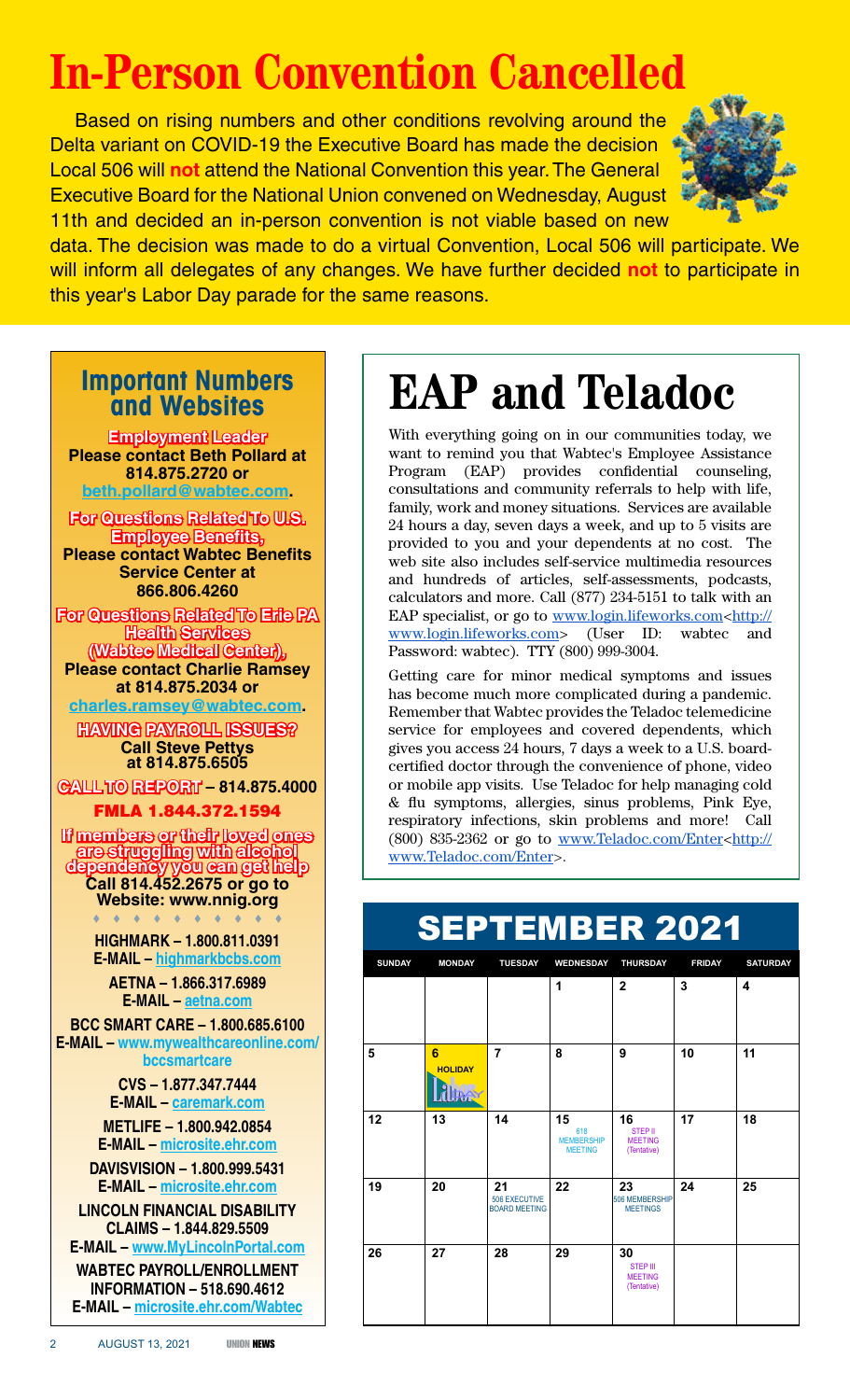# In-Person Convention Cancelled

Based on rising numbers and other conditions revolving around the Delta variant on COVID-19 the Executive Board has made the decision Local 506 will **not** attend the National Convention this year. The General Executive Board for the National Union convened on Wednesday, August 11th and decided an in-person convention is not viable based on new data. The decision was made to do a virtual Convention, Local 506 will participate. We will inform all delegates of any changes. We have further decided **not** to participate in this year's Labor Day parade for the same reasons.

## Important Numbers and Websites

**Employment Leader**
**Please contact Beth Pollard at 814.875.2720 or beth.pollard@wabtec.com.**

**For Questions Related To U.S. Employee Benefits,**
**Please contact Wabtec Benefits Service Center at 866.806.4260**

**For Questions Related To Erie PA Health Services (Wabtec Medical Center),**
**Please contact Charlie Ramsey at 814.875.2034 or charles.ramsey@wabtec.com.**

**HAVING PAYROLL ISSUES?**
**Call Steve Pettys at 814.875.6505**

**CALL TO REPORT – 814.875.4000**

**FMLA 1.844.372.1594**

**If members or their loved ones are struggling with alcohol dependency you can get help**
**Call 814.452.2675 or go to Website: www.nnig.org**

**HIGHMARK – 1.800.811.0391**
**E-MAIL – highmarkbcbs.com**

**AETNA – 1.866.317.6989**
**E-MAIL – aetna.com**

**BCC SMART CARE – 1.800.685.6100**
**E-MAIL – www.mywealthcareonline.com/bccsmartcare**

**CVS – 1.877.347.7444**
**E-MAIL – caremark.com**

**METLIFE – 1.800.942.0854**
**E-MAIL – microsite.ehr.com**

**DAVISVISION – 1.800.999.5431**
**E-MAIL – microsite.ehr.com**

**LINCOLN FINANCIAL DISABILITY CLAIMS – 1.844.829.5509**
**E-MAIL – www.MyLincolnPortal.com**

**WABTEC PAYROLL/ENROLLMENT INFORMATION – 518.690.4612**
**E-MAIL – microsite.ehr.com/Wabtec**

# EAP and Teladoc

With everything going on in our communities today, we want to remind you that Wabtec's Employee Assistance Program (EAP) provides confidential counseling, consultations and community referrals to help with life, family, work and money situations. Services are available 24 hours a day, seven days a week, and up to 5 visits are provided to you and your dependents at no cost. The web site also includes self-service multimedia resources and hundreds of articles, self-assessments, podcasts, calculators and more. Call (877) 234-5151 to talk with an EAP specialist, or go to www.login.lifeworks.com<http://www.login.lifeworks.com> (User ID: wabtec and Password: wabtec). TTY (800) 999-3004.

Getting care for minor medical symptoms and issues has become much more complicated during a pandemic. Remember that Wabtec provides the Teladoc telemedicine service for employees and covered dependents, which gives you access 24 hours, 7 days a week to a U.S. board-certified doctor through the convenience of phone, video or mobile app visits. Use Teladoc for help managing cold & flu symptoms, allergies, sinus problems, Pink Eye, respiratory infections, skin problems and more! Call (800) 835-2362 or go to www.Teladoc.com/Enter<http://www.Teladoc.com/Enter>.

## SEPTEMBER 2021

| SUNDAY | MONDAY | TUESDAY | WEDNESDAY | THURSDAY | FRIDAY | SATURDAY |
|---|---|---|---|---|---|---|
| | | | 1 | 2 | 3 | 4 |
| 5 | 6 HOLIDAY | 7 | 8 | 9 | 10 | 11 |
| 12 | 13 | 14 | 15 618 MEMBERSHIP MEETING | 16 STEP II MEETING (Tentative) | 17 | 18 |
| 19 | 20 | 21 506 EXECUTIVE BOARD MEETING | 22 | 23 506 MEMBERSHIP MEETINGS | 24 | 25 |
| 26 | 27 | 28 | 29 | 30 STEP III MEETING (Tentative) | | |